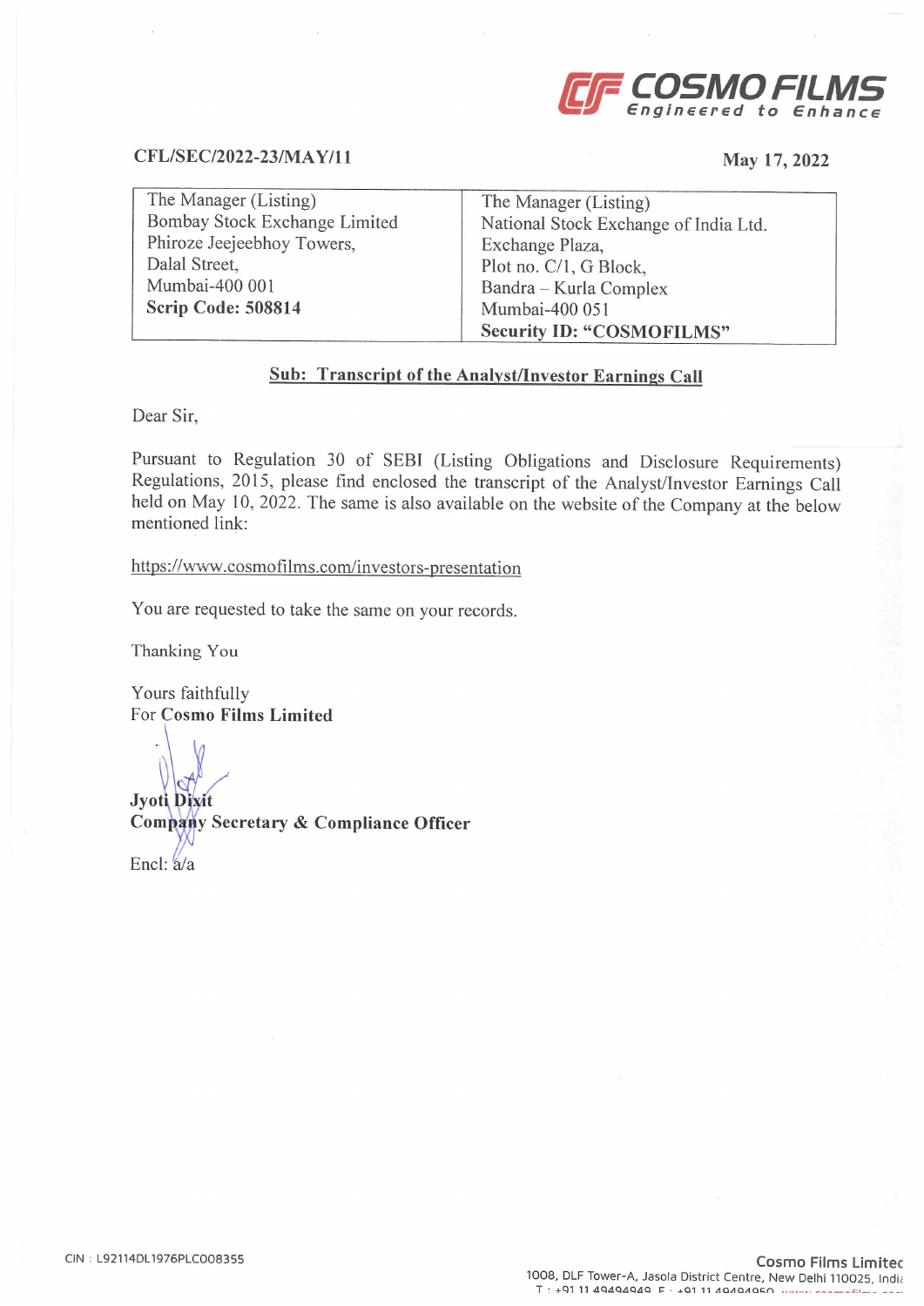**COSMO FILMS**
*Engineered to Enhance*

**CFL/SEC/2022-23/MAY/11** | **May 17, 2022**

| The Manager (Listing)<br>Bombay Stock Exchange Limited<br>Phiroze Jeejeebhoy Towers,<br>Dalal Street,<br>Mumbai-400 001<br>**Scrip Code: 508814** | The Manager (Listing)<br>National Stock Exchange of India Ltd.<br>Exchange Plaza,<br>Plot no. C/1, G Block,<br>Bandra – Kurla Complex<br>Mumbai-400 051<br>**Security ID: "COSMOFILMS"** |
|---|---|

**Sub: Transcript of the Analyst/Investor Earnings Call**

Dear Sir,

Pursuant to Regulation 30 of SEBI (Listing Obligations and Disclosure Requirements) Regulations, 2015, please find enclosed the transcript of the Analyst/Investor Earnings Call held on May 10, 2022. The same is also available on the website of the Company at the below mentioned link:

https://www.cosmofilms.com/investors-presentation

You are requested to take the same on your records.

Thanking You

Yours faithfully
For **Cosmo Films Limited**

**Jyoti Dixit**
**Company Secretary & Compliance Officer**

Encl: a/a

CIN : L92114DL1976PLC008355

**Cosmo Films Limited**
1008, DLF Tower-A, Jasola District Centre, New Delhi 110025, India
T : +91 11 49494949 F : +91 11 49494950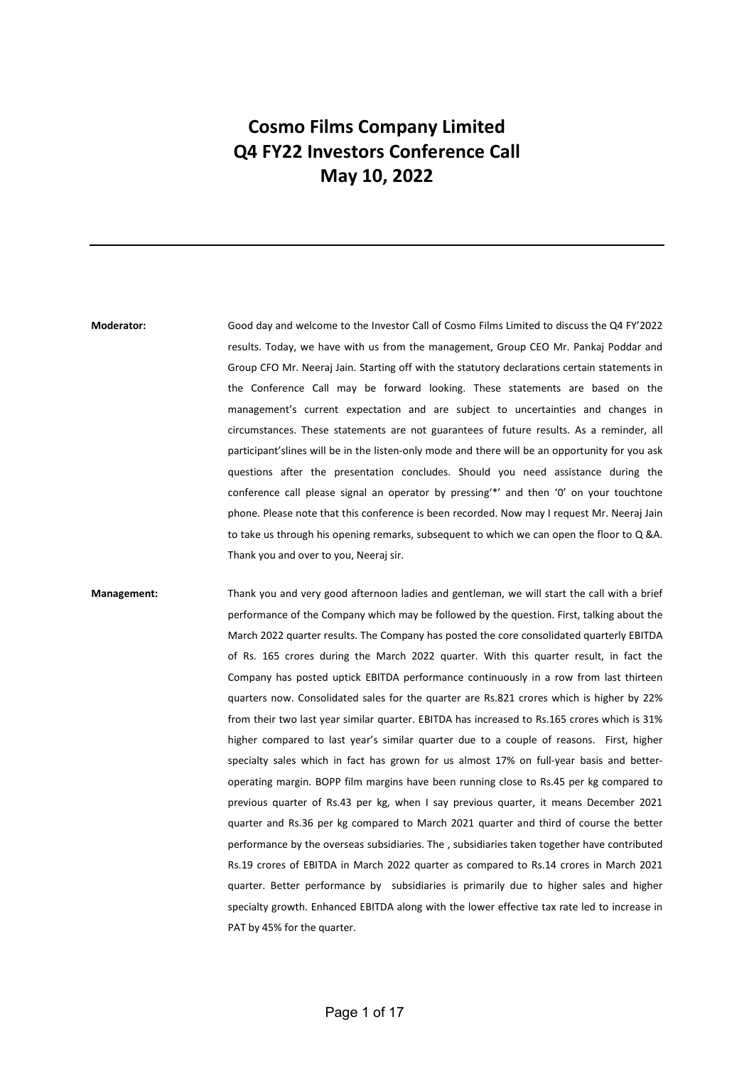# Cosmo Films Company Limited
# Q4 FY22 Investors Conference Call
# May 10, 2022

---

**Moderator:** Good day and welcome to the Investor Call of Cosmo Films Limited to discuss the Q4 FY'2022 results. Today, we have with us from the management, Group CEO Mr. Pankaj Poddar and Group CFO Mr. Neeraj Jain. Starting off with the statutory declarations certain statements in the Conference Call may be forward looking. These statements are based on the management's current expectation and are subject to uncertainties and changes in circumstances. These statements are not guarantees of future results. As a reminder, all participant'slines will be in the listen-only mode and there will be an opportunity for you ask questions after the presentation concludes. Should you need assistance during the conference call please signal an operator by pressing'*' and then '0' on your touchtone phone. Please note that this conference is been recorded. Now may I request Mr. Neeraj Jain to take us through his opening remarks, subsequent to which we can open the floor to Q &A. Thank you and over to you, Neeraj sir.

**Management:** Thank you and very good afternoon ladies and gentleman, we will start the call with a brief performance of the Company which may be followed by the question. First, talking about the March 2022 quarter results. The Company has posted the core consolidated quarterly EBITDA of Rs. 165 crores during the March 2022 quarter. With this quarter result, in fact the Company has posted uptick EBITDA performance continuously in a row from last thirteen quarters now. Consolidated sales for the quarter are Rs.821 crores which is higher by 22% from their two last year similar quarter. EBITDA has increased to Rs.165 crores which is 31% higher compared to last year's similar quarter due to a couple of reasons. First, higher specialty sales which in fact has grown for us almost 17% on full-year basis and better-operating margin. BOPP film margins have been running close to Rs.45 per kg compared to previous quarter of Rs.43 per kg, when I say previous quarter, it means December 2021 quarter and Rs.36 per kg compared to March 2021 quarter and third of course the better performance by the overseas subsidiaries. The , subsidiaries taken together have contributed Rs.19 crores of EBITDA in March 2022 quarter as compared to Rs.14 crores in March 2021 quarter. Better performance by subsidiaries is primarily due to higher sales and higher specialty growth. Enhanced EBITDA along with the lower effective tax rate led to increase in PAT by 45% for the quarter.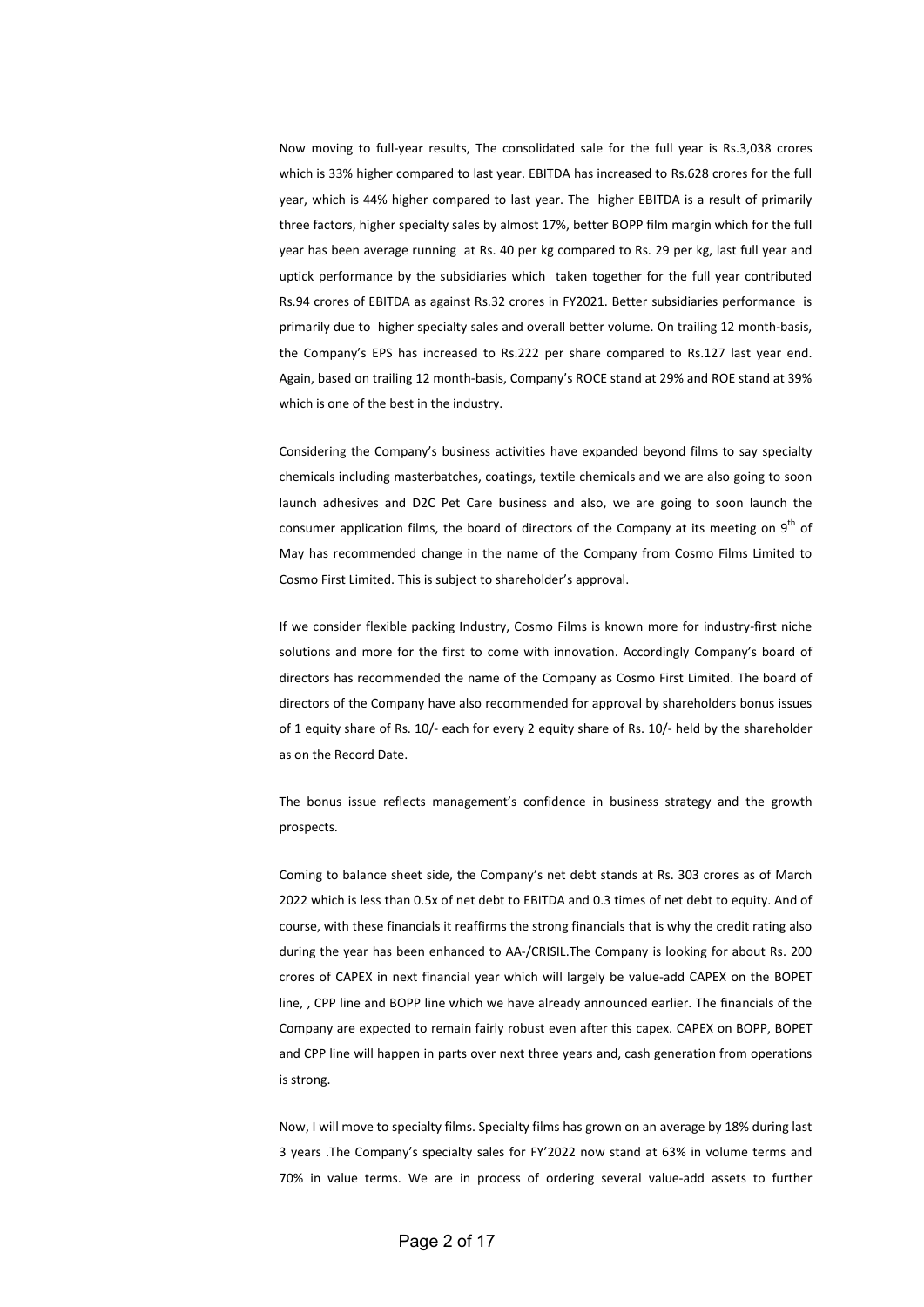Now moving to full-year results, The consolidated sale for the full year is Rs.3,038 crores which is 33% higher compared to last year. EBITDA has increased to Rs.628 crores for the full year, which is 44% higher compared to last year. The higher EBITDA is a result of primarily three factors, higher specialty sales by almost 17%, better BOPP film margin which for the full year has been average running at Rs. 40 per kg compared to Rs. 29 per kg, last full year and uptick performance by the subsidiaries which taken together for the full year contributed Rs.94 crores of EBITDA as against Rs.32 crores in FY2021. Better subsidiaries performance is primarily due to higher specialty sales and overall better volume. On trailing 12 month-basis, the Company's EPS has increased to Rs.222 per share compared to Rs.127 last year end. Again, based on trailing 12 month-basis, Company's ROCE stand at 29% and ROE stand at 39% which is one of the best in the industry.

Considering the Company's business activities have expanded beyond films to say specialty chemicals including masterbatches, coatings, textile chemicals and we are also going to soon launch adhesives and D2C Pet Care business and also, we are going to soon launch the consumer application films, the board of directors of the Company at its meeting on 9th of May has recommended change in the name of the Company from Cosmo Films Limited to Cosmo First Limited. This is subject to shareholder's approval.

If we consider flexible packing Industry, Cosmo Films is known more for industry-first niche solutions and more for the first to come with innovation. Accordingly Company's board of directors has recommended the name of the Company as Cosmo First Limited. The board of directors of the Company have also recommended for approval by shareholders bonus issues of 1 equity share of Rs. 10/- each for every 2 equity share of Rs. 10/- held by the shareholder as on the Record Date.

The bonus issue reflects management's confidence in business strategy and the growth prospects.

Coming to balance sheet side, the Company's net debt stands at Rs. 303 crores as of March 2022 which is less than 0.5x of net debt to EBITDA and 0.3 times of net debt to equity. And of course, with these financials it reaffirms the strong financials that is why the credit rating also during the year has been enhanced to AA-/CRISIL.The Company is looking for about Rs. 200 crores of CAPEX in next financial year which will largely be value-add CAPEX on the BOPET line, , CPP line and BOPP line which we have already announced earlier. The financials of the Company are expected to remain fairly robust even after this capex. CAPEX on BOPP, BOPET and CPP line will happen in parts over next three years and, cash generation from operations is strong.

Now, I will move to specialty films. Specialty films has grown on an average by 18% during last 3 years .The Company's specialty sales for FY'2022 now stand at 63% in volume terms and 70% in value terms. We are in process of ordering several value-add assets to further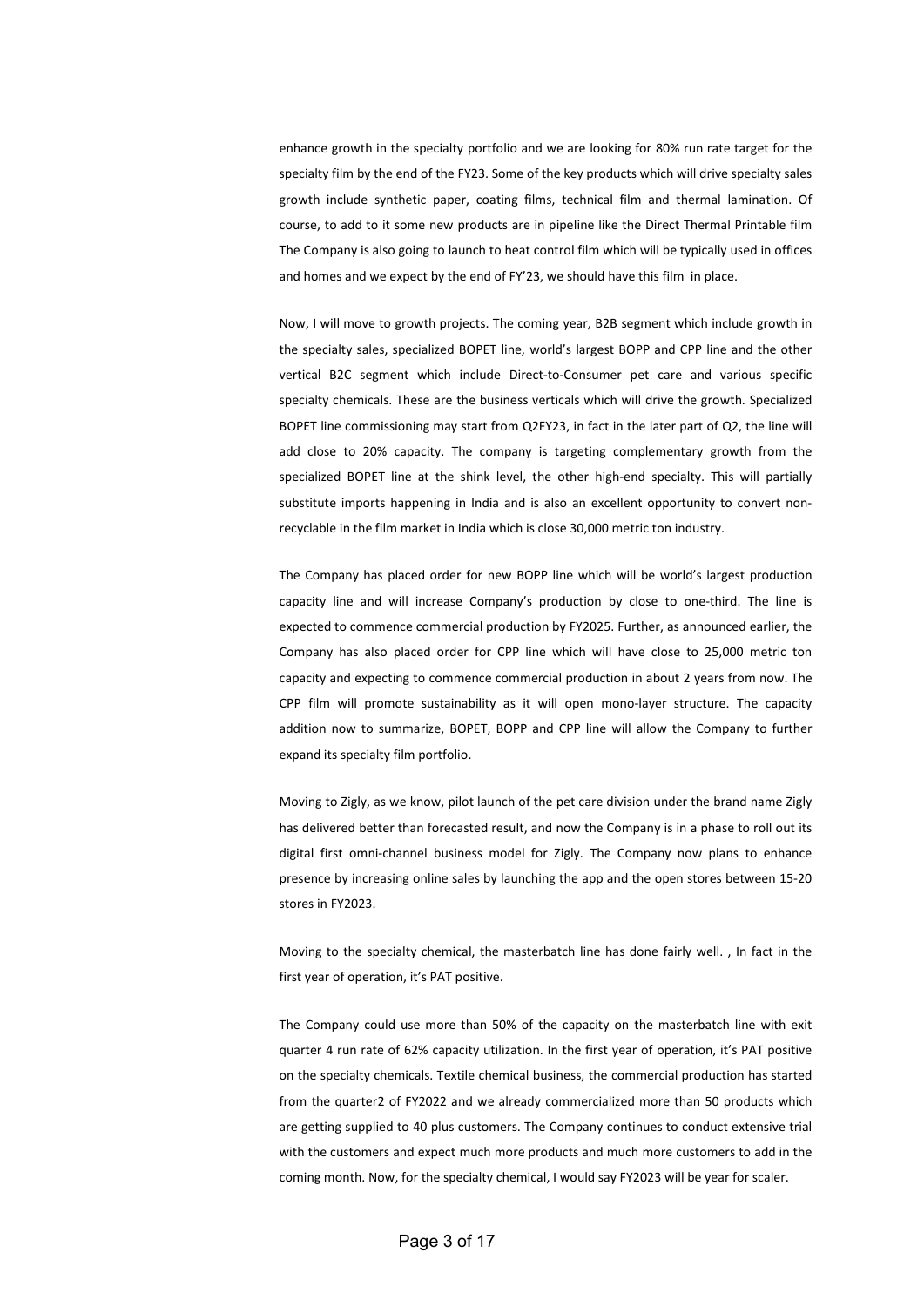enhance growth in the specialty portfolio and we are looking for 80% run rate target for the specialty film by the end of the FY23. Some of the key products which will drive specialty sales growth include synthetic paper, coating films, technical film and thermal lamination. Of course, to add to it some new products are in pipeline like the Direct Thermal Printable film The Company is also going to launch to heat control film which will be typically used in offices and homes and we expect by the end of FY'23, we should have this film in place.

Now, I will move to growth projects. The coming year, B2B segment which include growth in the specialty sales, specialized BOPET line, world's largest BOPP and CPP line and the other vertical B2C segment which include Direct-to-Consumer pet care and various specific specialty chemicals. These are the business verticals which will drive the growth. Specialized BOPET line commissioning may start from Q2FY23, in fact in the later part of Q2, the line will add close to 20% capacity. The company is targeting complementary growth from the specialized BOPET line at the shink level, the other high-end specialty. This will partially substitute imports happening in India and is also an excellent opportunity to convert non-recyclable in the film market in India which is close 30,000 metric ton industry.

The Company has placed order for new BOPP line which will be world's largest production capacity line and will increase Company's production by close to one-third. The line is expected to commence commercial production by FY2025. Further, as announced earlier, the Company has also placed order for CPP line which will have close to 25,000 metric ton capacity and expecting to commence commercial production in about 2 years from now. The CPP film will promote sustainability as it will open mono-layer structure. The capacity addition now to summarize, BOPET, BOPP and CPP line will allow the Company to further expand its specialty film portfolio.

Moving to Zigly, as we know, pilot launch of the pet care division under the brand name Zigly has delivered better than forecasted result, and now the Company is in a phase to roll out its digital first omni-channel business model for Zigly. The Company now plans to enhance presence by increasing online sales by launching the app and the open stores between 15-20 stores in FY2023.

Moving to the specialty chemical, the masterbatch line has done fairly well. , In fact in the first year of operation, it's PAT positive.

The Company could use more than 50% of the capacity on the masterbatch line with exit quarter 4 run rate of 62% capacity utilization. In the first year of operation, it's PAT positive on the specialty chemicals. Textile chemical business, the commercial production has started from the quarter2 of FY2022 and we already commercialized more than 50 products which are getting supplied to 40 plus customers. The Company continues to conduct extensive trial with the customers and expect much more products and much more customers to add in the coming month. Now, for the specialty chemical, I would say FY2023 will be year for scaler.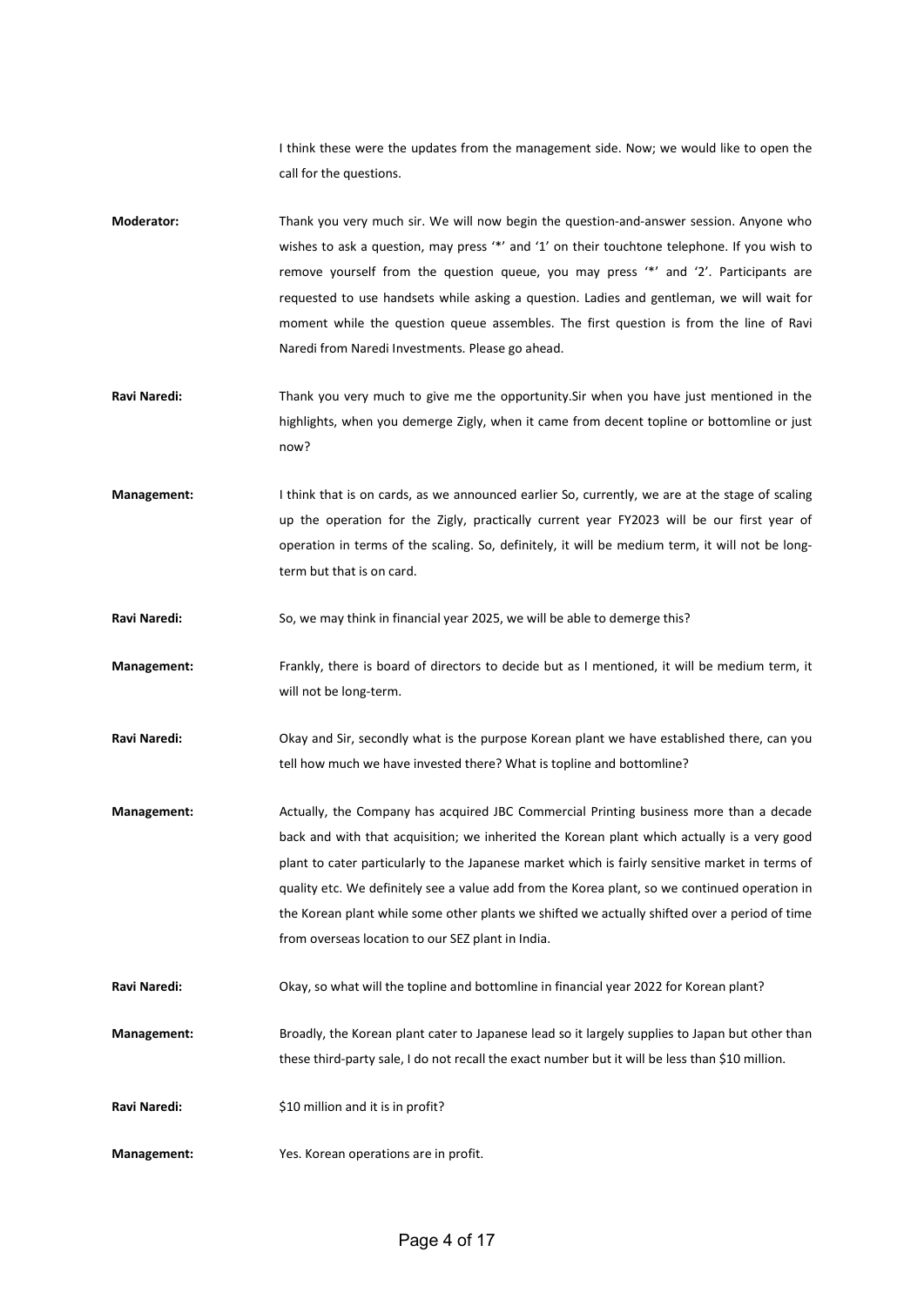I think these were the updates from the management side. Now; we would like to open the call for the questions.

**Moderator:** Thank you very much sir. We will now begin the question-and-answer session. Anyone who wishes to ask a question, may press '*' and '1' on their touchtone telephone. If you wish to remove yourself from the question queue, you may press '*' and '2'. Participants are requested to use handsets while asking a question. Ladies and gentleman, we will wait for moment while the question queue assembles. The first question is from the line of Ravi Naredi from Naredi Investments. Please go ahead.

**Ravi Naredi:** Thank you very much to give me the opportunity.Sir when you have just mentioned in the highlights, when you demerge Zigly, when it came from decent topline or bottomline or just now?

**Management:** I think that is on cards, as we announced earlier So, currently, we are at the stage of scaling up the operation for the Zigly, practically current year FY2023 will be our first year of operation in terms of the scaling. So, definitely, it will be medium term, it will not be long-term but that is on card.

**Ravi Naredi:** So, we may think in financial year 2025, we will be able to demerge this?

**Management:** Frankly, there is board of directors to decide but as I mentioned, it will be medium term, it will not be long-term.

**Ravi Naredi:** Okay and Sir, secondly what is the purpose Korean plant we have established there, can you tell how much we have invested there? What is topline and bottomline?

**Management:** Actually, the Company has acquired JBC Commercial Printing business more than a decade back and with that acquisition; we inherited the Korean plant which actually is a very good plant to cater particularly to the Japanese market which is fairly sensitive market in terms of quality etc. We definitely see a value add from the Korea plant, so we continued operation in the Korean plant while some other plants we shifted we actually shifted over a period of time from overseas location to our SEZ plant in India.

**Ravi Naredi:** Okay, so what will the topline and bottomline in financial year 2022 for Korean plant?

**Management:** Broadly, the Korean plant cater to Japanese lead so it largely supplies to Japan but other than these third-party sale, I do not recall the exact number but it will be less than $10 million.

**Ravi Naredi:** $10 million and it is in profit?

**Management:** Yes. Korean operations are in profit.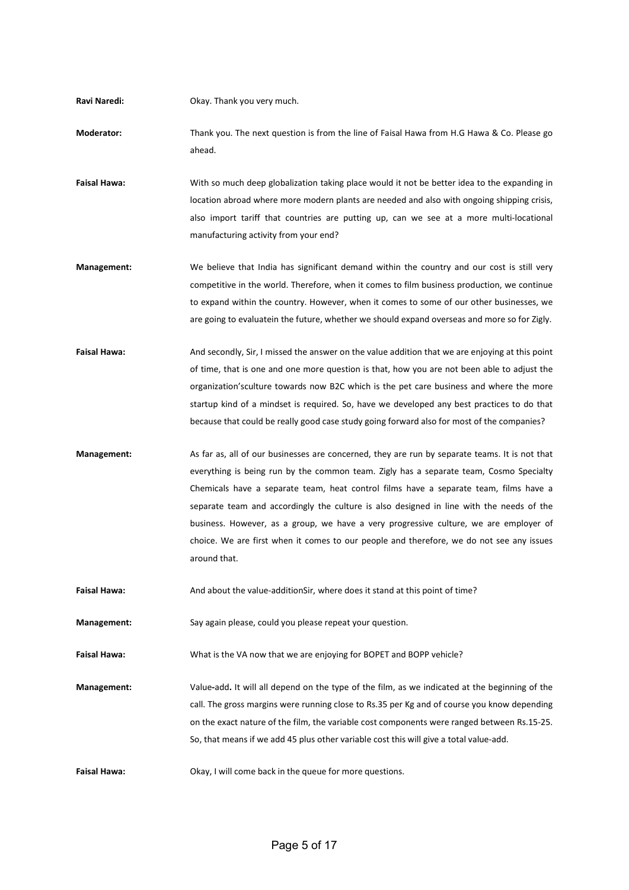**Ravi Naredi:** Okay. Thank you very much.

**Moderator:** Thank you. The next question is from the line of Faisal Hawa from H.G Hawa & Co. Please go ahead.

**Faisal Hawa:** With so much deep globalization taking place would it not be better idea to the expanding in location abroad where more modern plants are needed and also with ongoing shipping crisis, also import tariff that countries are putting up, can we see at a more multi-locational manufacturing activity from your end?

**Management:** We believe that India has significant demand within the country and our cost is still very competitive in the world. Therefore, when it comes to film business production, we continue to expand within the country. However, when it comes to some of our other businesses, we are going to evaluatein the future, whether we should expand overseas and more so for Zigly.

**Faisal Hawa:** And secondly, Sir, I missed the answer on the value addition that we are enjoying at this point of time, that is one and one more question is that, how you are not been able to adjust the organization'sculture towards now B2C which is the pet care business and where the more startup kind of a mindset is required. So, have we developed any best practices to do that because that could be really good case study going forward also for most of the companies?

**Management:** As far as, all of our businesses are concerned, they are run by separate teams. It is not that everything is being run by the common team. Zigly has a separate team, Cosmo Specialty Chemicals have a separate team, heat control films have a separate team, films have a separate team and accordingly the culture is also designed in line with the needs of the business. However, as a group, we have a very progressive culture, we are employer of choice. We are first when it comes to our people and therefore, we do not see any issues around that.

**Faisal Hawa:** And about the value-additionSir, where does it stand at this point of time?

**Management:** Say again please, could you please repeat your question.

**Faisal Hawa:** What is the VA now that we are enjoying for BOPET and BOPP vehicle?

**Management:** Value-add**.** It will all depend on the type of the film, as we indicated at the beginning of the call. The gross margins were running close to Rs.35 per Kg and of course you know depending on the exact nature of the film, the variable cost components were ranged between Rs.15-25. So, that means if we add 45 plus other variable cost this will give a total value-add.

**Faisal Hawa:** Okay, I will come back in the queue for more questions.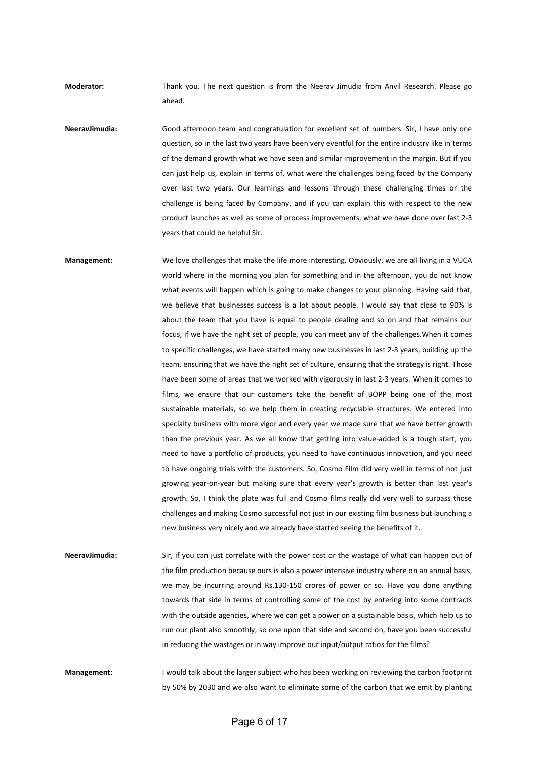**Moderator:** Thank you. The next question is from the Neerav Jimudia from Anvil Research. Please go ahead.

**NeeravJimudia:** Good afternoon team and congratulation for excellent set of numbers. Sir, I have only one question, so in the last two years have been very eventful for the entire industry like in terms of the demand growth what we have seen and similar improvement in the margin. But if you can just help us, explain in terms of, what were the challenges being faced by the Company over last two years. Our learnings and lessons through these challenging times or the challenge is being faced by Company, and if you can explain this with respect to the new product launches as well as some of process improvements, what we have done over last 2-3 years that could be helpful Sir.

**Management:** We love challenges that make the life more interesting. Obviously, we are all living in a VUCA world where in the morning you plan for something and in the afternoon, you do not know what events will happen which is going to make changes to your planning. Having said that, we believe that businesses success is a lot about people. I would say that close to 90% is about the team that you have is equal to people dealing and so on and that remains our focus, if we have the right set of people, you can meet any of the challenges.When it comes to specific challenges, we have started many new businesses in last 2-3 years, building up the team, ensuring that we have the right set of culture, ensuring that the strategy is right. Those have been some of areas that we worked with vigorously in last 2-3 years. When it comes to films, we ensure that our customers take the benefit of BOPP being one of the most sustainable materials, so we help them in creating recyclable structures. We entered into specialty business with more vigor and every year we made sure that we have better growth than the previous year. As we all know that getting into value-added is a tough start, you need to have a portfolio of products, you need to have continuous innovation, and you need to have ongoing trials with the customers. So, Cosmo Film did very well in terms of not just growing year-on-year but making sure that every year's growth is better than last year's growth. So, I think the plate was full and Cosmo films really did very well to surpass those challenges and making Cosmo successful not just in our existing film business but launching a new business very nicely and we already have started seeing the benefits of it.

**NeeravJimudia:** Sir, if you can just correlate with the power cost or the wastage of what can happen out of the film production because ours is also a power intensive industry where on an annual basis, we may be incurring around Rs.130-150 crores of power or so. Have you done anything towards that side in terms of controlling some of the cost by entering into some contracts with the outside agencies, where we can get a power on a sustainable basis, which help us to run our plant also smoothly, so one upon that side and second on, have you been successful in reducing the wastages or in way improve our input/output ratios for the films?

**Management:** I would talk about the larger subject who has been working on reviewing the carbon footprint by 50% by 2030 and we also want to eliminate some of the carbon that we emit by planting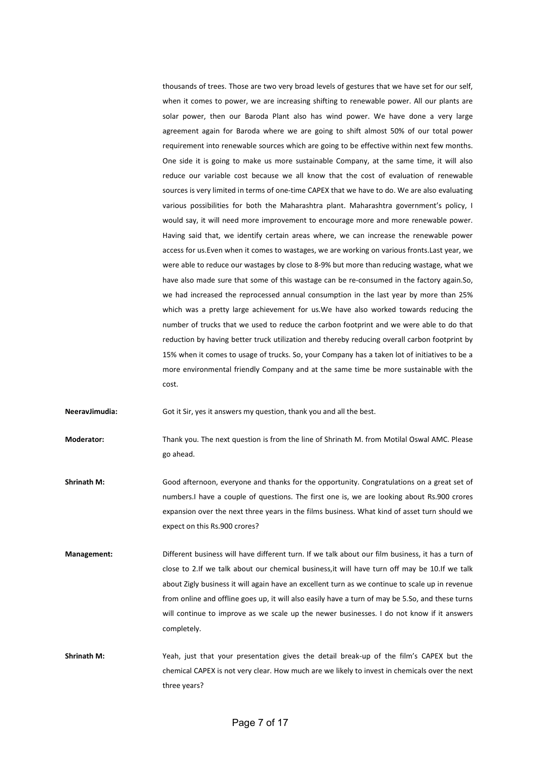thousands of trees. Those are two very broad levels of gestures that we have set for our self, when it comes to power, we are increasing shifting to renewable power. All our plants are solar power, then our Baroda Plant also has wind power. We have done a very large agreement again for Baroda where we are going to shift almost 50% of our total power requirement into renewable sources which are going to be effective within next few months. One side it is going to make us more sustainable Company, at the same time, it will also reduce our variable cost because we all know that the cost of evaluation of renewable sources is very limited in terms of one-time CAPEX that we have to do. We are also evaluating various possibilities for both the Maharashtra plant. Maharashtra government's policy, I would say, it will need more improvement to encourage more and more renewable power. Having said that, we identify certain areas where, we can increase the renewable power access for us.Even when it comes to wastages, we are working on various fronts.Last year, we were able to reduce our wastages by close to 8-9% but more than reducing wastage, what we have also made sure that some of this wastage can be re-consumed in the factory again.So, we had increased the reprocessed annual consumption in the last year by more than 25% which was a pretty large achievement for us.We have also worked towards reducing the number of trucks that we used to reduce the carbon footprint and we were able to do that reduction by having better truck utilization and thereby reducing overall carbon footprint by 15% when it comes to usage of trucks. So, your Company has a taken lot of initiatives to be a more environmental friendly Company and at the same time be more sustainable with the cost.

**NeeravJimudia:** Got it Sir, yes it answers my question, thank you and all the best.

**Moderator:** Thank you. The next question is from the line of Shrinath M. from Motilal Oswal AMC. Please go ahead.

**Shrinath M:** Good afternoon, everyone and thanks for the opportunity. Congratulations on a great set of numbers.I have a couple of questions. The first one is, we are looking about Rs.900 crores expansion over the next three years in the films business. What kind of asset turn should we expect on this Rs.900 crores?

**Management:** Different business will have different turn. If we talk about our film business, it has a turn of close to 2.If we talk about our chemical business,it will have turn off may be 10.If we talk about Zigly business it will again have an excellent turn as we continue to scale up in revenue from online and offline goes up, it will also easily have a turn of may be 5.So, and these turns will continue to improve as we scale up the newer businesses. I do not know if it answers completely.

**Shrinath M:** Yeah, just that your presentation gives the detail break-up of the film's CAPEX but the chemical CAPEX is not very clear. How much are we likely to invest in chemicals over the next three years?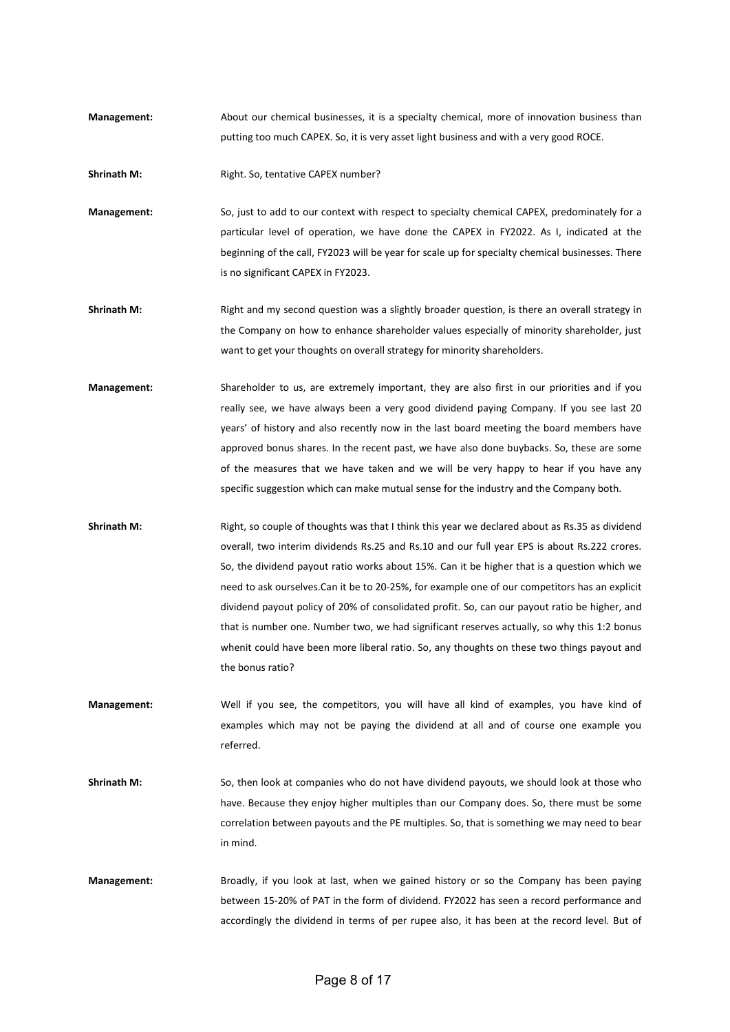**Management:** About our chemical businesses, it is a specialty chemical, more of innovation business than putting too much CAPEX. So, it is very asset light business and with a very good ROCE.

**Shrinath M:** Right. So, tentative CAPEX number?

**Management:** So, just to add to our context with respect to specialty chemical CAPEX, predominately for a particular level of operation, we have done the CAPEX in FY2022. As I, indicated at the beginning of the call, FY2023 will be year for scale up for specialty chemical businesses. There is no significant CAPEX in FY2023.

**Shrinath M:** Right and my second question was a slightly broader question, is there an overall strategy in the Company on how to enhance shareholder values especially of minority shareholder, just want to get your thoughts on overall strategy for minority shareholders.

**Management:** Shareholder to us, are extremely important, they are also first in our priorities and if you really see, we have always been a very good dividend paying Company. If you see last 20 years' of history and also recently now in the last board meeting the board members have approved bonus shares. In the recent past, we have also done buybacks. So, these are some of the measures that we have taken and we will be very happy to hear if you have any specific suggestion which can make mutual sense for the industry and the Company both.

**Shrinath M:** Right, so couple of thoughts was that I think this year we declared about as Rs.35 as dividend overall, two interim dividends Rs.25 and Rs.10 and our full year EPS is about Rs.222 crores. So, the dividend payout ratio works about 15%. Can it be higher that is a question which we need to ask ourselves.Can it be to 20-25%, for example one of our competitors has an explicit dividend payout policy of 20% of consolidated profit. So, can our payout ratio be higher, and that is number one. Number two, we had significant reserves actually, so why this 1:2 bonus whenit could have been more liberal ratio. So, any thoughts on these two things payout and the bonus ratio?

**Management:** Well if you see, the competitors, you will have all kind of examples, you have kind of examples which may not be paying the dividend at all and of course one example you referred.

**Shrinath M:** So, then look at companies who do not have dividend payouts, we should look at those who have. Because they enjoy higher multiples than our Company does. So, there must be some correlation between payouts and the PE multiples. So, that is something we may need to bear in mind.

**Management:** Broadly, if you look at last, when we gained history or so the Company has been paying between 15-20% of PAT in the form of dividend. FY2022 has seen a record performance and accordingly the dividend in terms of per rupee also, it has been at the record level. But of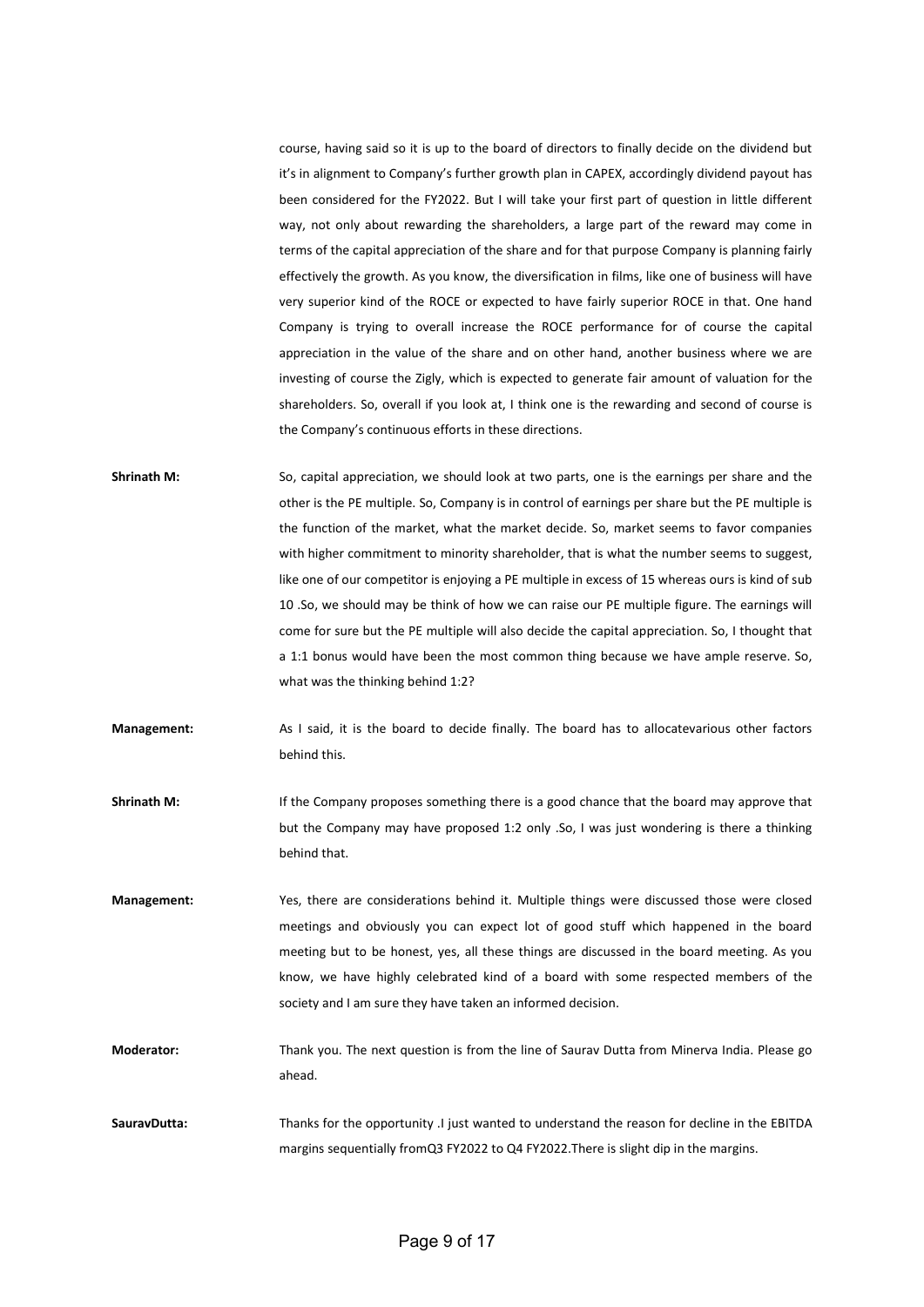course, having said so it is up to the board of directors to finally decide on the dividend but it's in alignment to Company's further growth plan in CAPEX, accordingly dividend payout has been considered for the FY2022. But I will take your first part of question in little different way, not only about rewarding the shareholders, a large part of the reward may come in terms of the capital appreciation of the share and for that purpose Company is planning fairly effectively the growth. As you know, the diversification in films, like one of business will have very superior kind of the ROCE or expected to have fairly superior ROCE in that. One hand Company is trying to overall increase the ROCE performance for of course the capital appreciation in the value of the share and on other hand, another business where we are investing of course the Zigly, which is expected to generate fair amount of valuation for the shareholders. So, overall if you look at, I think one is the rewarding and second of course is the Company's continuous efforts in these directions.

**Shrinath M:** So, capital appreciation, we should look at two parts, one is the earnings per share and the other is the PE multiple. So, Company is in control of earnings per share but the PE multiple is the function of the market, what the market decide. So, market seems to favor companies with higher commitment to minority shareholder, that is what the number seems to suggest, like one of our competitor is enjoying a PE multiple in excess of 15 whereas ours is kind of sub 10 .So, we should may be think of how we can raise our PE multiple figure. The earnings will come for sure but the PE multiple will also decide the capital appreciation. So, I thought that a 1:1 bonus would have been the most common thing because we have ample reserve. So, what was the thinking behind 1:2?

**Management:** As I said, it is the board to decide finally. The board has to allocatevarious other factors behind this.

**Shrinath M:** If the Company proposes something there is a good chance that the board may approve that but the Company may have proposed 1:2 only .So, I was just wondering is there a thinking behind that.

**Management:** Yes, there are considerations behind it. Multiple things were discussed those were closed meetings and obviously you can expect lot of good stuff which happened in the board meeting but to be honest, yes, all these things are discussed in the board meeting. As you know, we have highly celebrated kind of a board with some respected members of the society and I am sure they have taken an informed decision.

**Moderator:** Thank you. The next question is from the line of Saurav Dutta from Minerva India. Please go ahead.

**SauravDutta:** Thanks for the opportunity .I just wanted to understand the reason for decline in the EBITDA margins sequentially fromQ3 FY2022 to Q4 FY2022.There is slight dip in the margins.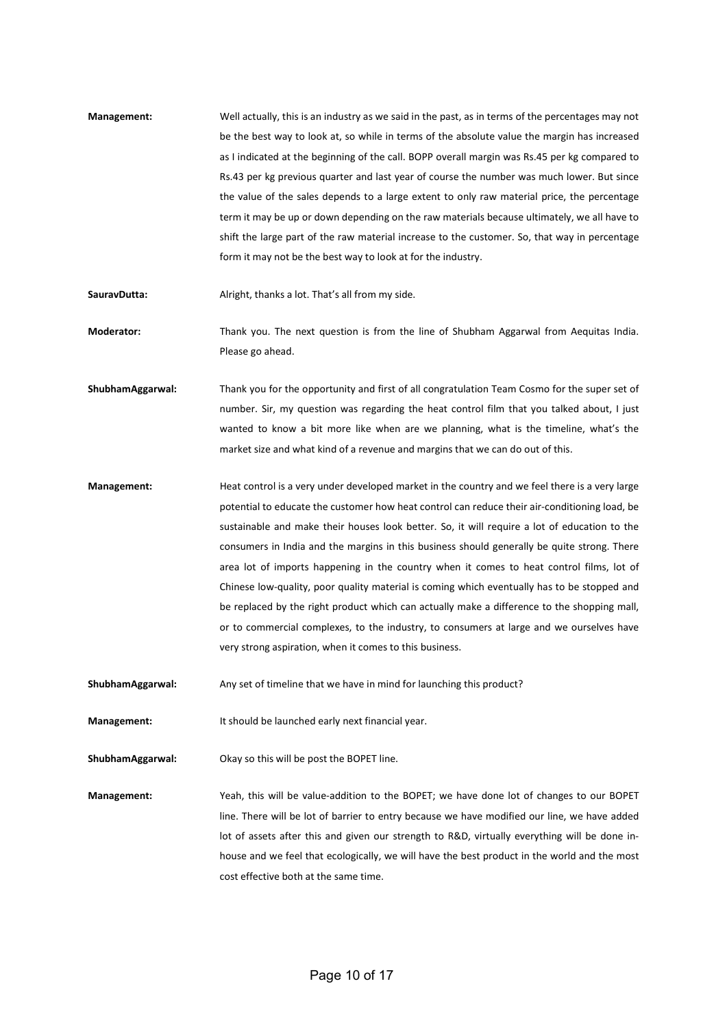**Management:** Well actually, this is an industry as we said in the past, as in terms of the percentages may not be the best way to look at, so while in terms of the absolute value the margin has increased as I indicated at the beginning of the call. BOPP overall margin was Rs.45 per kg compared to Rs.43 per kg previous quarter and last year of course the number was much lower. But since the value of the sales depends to a large extent to only raw material price, the percentage term it may be up or down depending on the raw materials because ultimately, we all have to shift the large part of the raw material increase to the customer. So, that way in percentage form it may not be the best way to look at for the industry.

**SauravDutta:** Alright, thanks a lot. That's all from my side.

**Moderator:** Thank you. The next question is from the line of Shubham Aggarwal from Aequitas India. Please go ahead.

**ShubhamAggarwal:** Thank you for the opportunity and first of all congratulation Team Cosmo for the super set of number. Sir, my question was regarding the heat control film that you talked about, I just wanted to know a bit more like when are we planning, what is the timeline, what's the market size and what kind of a revenue and margins that we can do out of this.

**Management:** Heat control is a very under developed market in the country and we feel there is a very large potential to educate the customer how heat control can reduce their air-conditioning load, be sustainable and make their houses look better. So, it will require a lot of education to the consumers in India and the margins in this business should generally be quite strong. There area lot of imports happening in the country when it comes to heat control films, lot of Chinese low-quality, poor quality material is coming which eventually has to be stopped and be replaced by the right product which can actually make a difference to the shopping mall, or to commercial complexes, to the industry, to consumers at large and we ourselves have very strong aspiration, when it comes to this business.

**ShubhamAggarwal:** Any set of timeline that we have in mind for launching this product?

**Management:** It should be launched early next financial year.

**ShubhamAggarwal:** Okay so this will be post the BOPET line.

**Management:** Yeah, this will be value-addition to the BOPET; we have done lot of changes to our BOPET line. There will be lot of barrier to entry because we have modified our line, we have added lot of assets after this and given our strength to R&D, virtually everything will be done in-house and we feel that ecologically, we will have the best product in the world and the most cost effective both at the same time.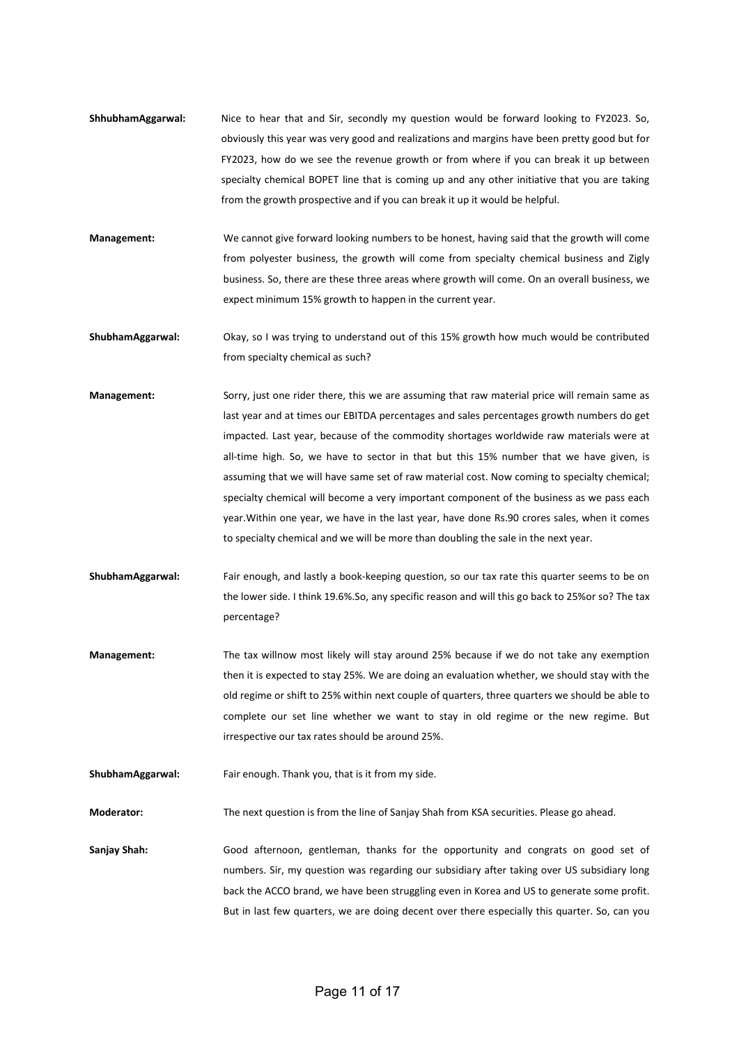**ShhubhamAggarwal:** Nice to hear that and Sir, secondly my question would be forward looking to FY2023. So, obviously this year was very good and realizations and margins have been pretty good but for FY2023, how do we see the revenue growth or from where if you can break it up between specialty chemical BOPET line that is coming up and any other initiative that you are taking from the growth prospective and if you can break it up it would be helpful.

**Management:** We cannot give forward looking numbers to be honest, having said that the growth will come from polyester business, the growth will come from specialty chemical business and Zigly business. So, there are these three areas where growth will come. On an overall business, we expect minimum 15% growth to happen in the current year.

**ShubhamAggarwal:** Okay, so I was trying to understand out of this 15% growth how much would be contributed from specialty chemical as such?

**Management:** Sorry, just one rider there, this we are assuming that raw material price will remain same as last year and at times our EBITDA percentages and sales percentages growth numbers do get impacted. Last year, because of the commodity shortages worldwide raw materials were at all-time high. So, we have to sector in that but this 15% number that we have given, is assuming that we will have same set of raw material cost. Now coming to specialty chemical; specialty chemical will become a very important component of the business as we pass each year.Within one year, we have in the last year, have done Rs.90 crores sales, when it comes to specialty chemical and we will be more than doubling the sale in the next year.

**ShubhamAggarwal:** Fair enough, and lastly a book-keeping question, so our tax rate this quarter seems to be on the lower side. I think 19.6%.So, any specific reason and will this go back to 25%or so? The tax percentage?

**Management:** The tax willnow most likely will stay around 25% because if we do not take any exemption then it is expected to stay 25%. We are doing an evaluation whether, we should stay with the old regime or shift to 25% within next couple of quarters, three quarters we should be able to complete our set line whether we want to stay in old regime or the new regime. But irrespective our tax rates should be around 25%.

**ShubhamAggarwal:** Fair enough. Thank you, that is it from my side.

**Moderator:** The next question is from the line of Sanjay Shah from KSA securities. Please go ahead.

**Sanjay Shah:** Good afternoon, gentleman, thanks for the opportunity and congrats on good set of numbers. Sir, my question was regarding our subsidiary after taking over US subsidiary long back the ACCO brand, we have been struggling even in Korea and US to generate some profit. But in last few quarters, we are doing decent over there especially this quarter. So, can you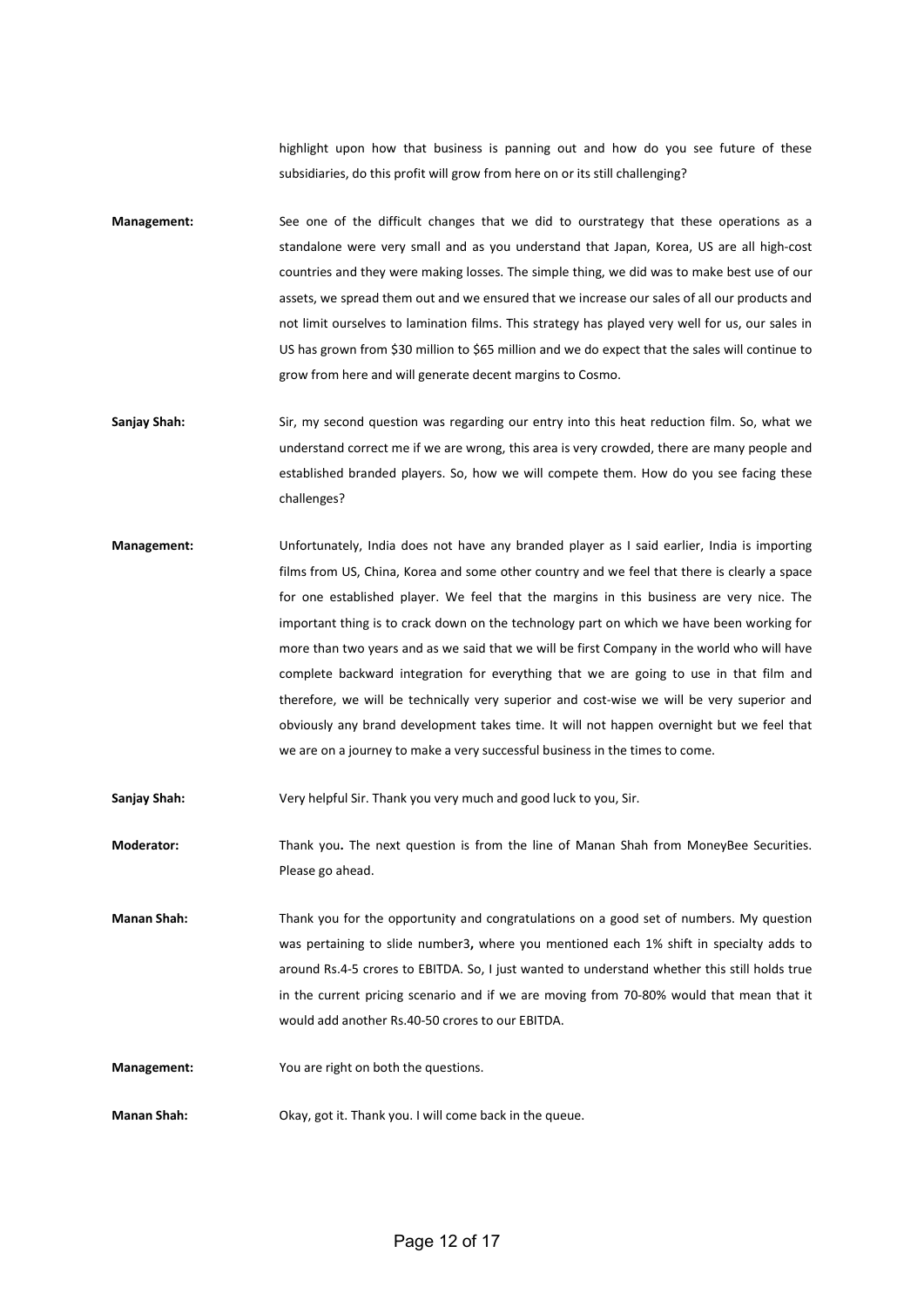highlight upon how that business is panning out and how do you see future of these subsidiaries, do this profit will grow from here on or its still challenging?

**Management:** See one of the difficult changes that we did to ourstrategy that these operations as a standalone were very small and as you understand that Japan, Korea, US are all high-cost countries and they were making losses. The simple thing, we did was to make best use of our assets, we spread them out and we ensured that we increase our sales of all our products and not limit ourselves to lamination films. This strategy has played very well for us, our sales in US has grown from $30 million to $65 million and we do expect that the sales will continue to grow from here and will generate decent margins to Cosmo.

**Sanjay Shah:** Sir, my second question was regarding our entry into this heat reduction film. So, what we understand correct me if we are wrong, this area is very crowded, there are many people and established branded players. So, how we will compete them. How do you see facing these challenges?

**Management:** Unfortunately, India does not have any branded player as I said earlier, India is importing films from US, China, Korea and some other country and we feel that there is clearly a space for one established player. We feel that the margins in this business are very nice. The important thing is to crack down on the technology part on which we have been working for more than two years and as we said that we will be first Company in the world who will have complete backward integration for everything that we are going to use in that film and therefore, we will be technically very superior and cost-wise we will be very superior and obviously any brand development takes time. It will not happen overnight but we feel that we are on a journey to make a very successful business in the times to come.

**Sanjay Shah:** Very helpful Sir. Thank you very much and good luck to you, Sir.

**Moderator:** Thank you**.** The next question is from the line of Manan Shah from MoneyBee Securities. Please go ahead.

**Manan Shah:** Thank you for the opportunity and congratulations on a good set of numbers. My question was pertaining to slide number3**,** where you mentioned each 1% shift in specialty adds to around Rs.4-5 crores to EBITDA. So, I just wanted to understand whether this still holds true in the current pricing scenario and if we are moving from 70-80% would that mean that it would add another Rs.40-50 crores to our EBITDA.

**Management:** You are right on both the questions.

**Manan Shah:** Okay, got it. Thank you. I will come back in the queue.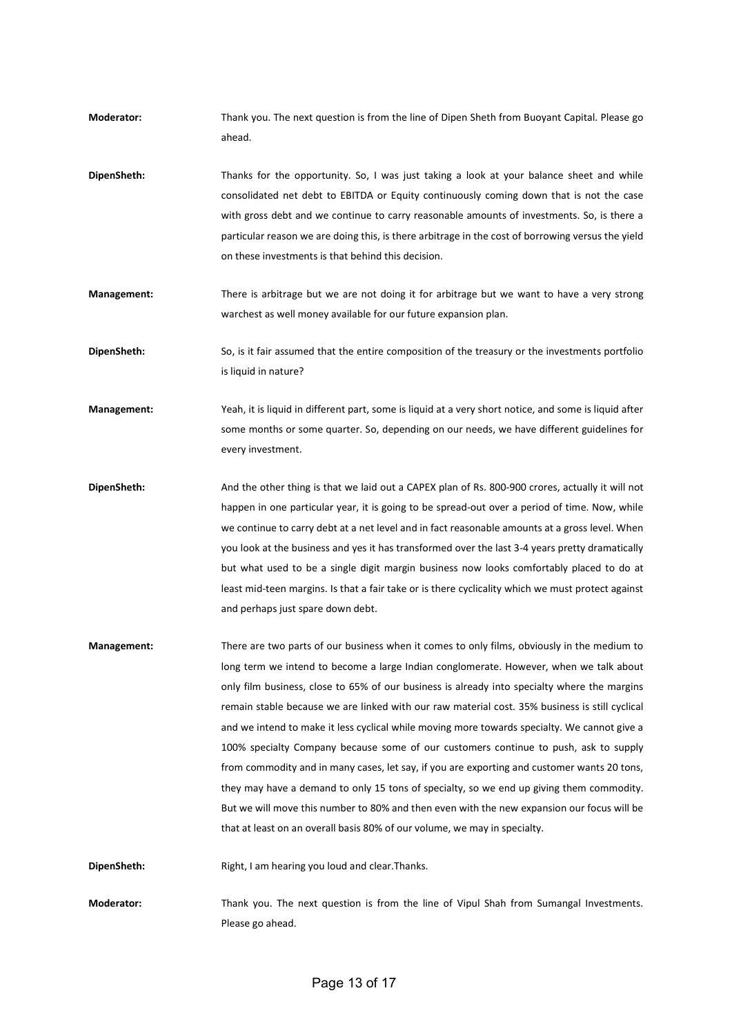**Moderator:** Thank you. The next question is from the line of Dipen Sheth from Buoyant Capital. Please go ahead.

**DipenSheth:** Thanks for the opportunity. So, I was just taking a look at your balance sheet and while consolidated net debt to EBITDA or Equity continuously coming down that is not the case with gross debt and we continue to carry reasonable amounts of investments. So, is there a particular reason we are doing this, is there arbitrage in the cost of borrowing versus the yield on these investments is that behind this decision.

**Management:** There is arbitrage but we are not doing it for arbitrage but we want to have a very strong warchest as well money available for our future expansion plan.

**DipenSheth:** So, is it fair assumed that the entire composition of the treasury or the investments portfolio is liquid in nature?

**Management:** Yeah, it is liquid in different part, some is liquid at a very short notice, and some is liquid after some months or some quarter. So, depending on our needs, we have different guidelines for every investment.

**DipenSheth:** And the other thing is that we laid out a CAPEX plan of Rs. 800-900 crores, actually it will not happen in one particular year, it is going to be spread-out over a period of time. Now, while we continue to carry debt at a net level and in fact reasonable amounts at a gross level. When you look at the business and yes it has transformed over the last 3-4 years pretty dramatically but what used to be a single digit margin business now looks comfortably placed to do at least mid-teen margins. Is that a fair take or is there cyclicality which we must protect against and perhaps just spare down debt.

**Management:** There are two parts of our business when it comes to only films, obviously in the medium to long term we intend to become a large Indian conglomerate. However, when we talk about only film business, close to 65% of our business is already into specialty where the margins remain stable because we are linked with our raw material cost. 35% business is still cyclical and we intend to make it less cyclical while moving more towards specialty. We cannot give a 100% specialty Company because some of our customers continue to push, ask to supply from commodity and in many cases, let say, if you are exporting and customer wants 20 tons, they may have a demand to only 15 tons of specialty, so we end up giving them commodity. But we will move this number to 80% and then even with the new expansion our focus will be that at least on an overall basis 80% of our volume, we may in specialty.

**DipenSheth:** Right, I am hearing you loud and clear.Thanks.

**Moderator:** Thank you. The next question is from the line of Vipul Shah from Sumangal Investments. Please go ahead.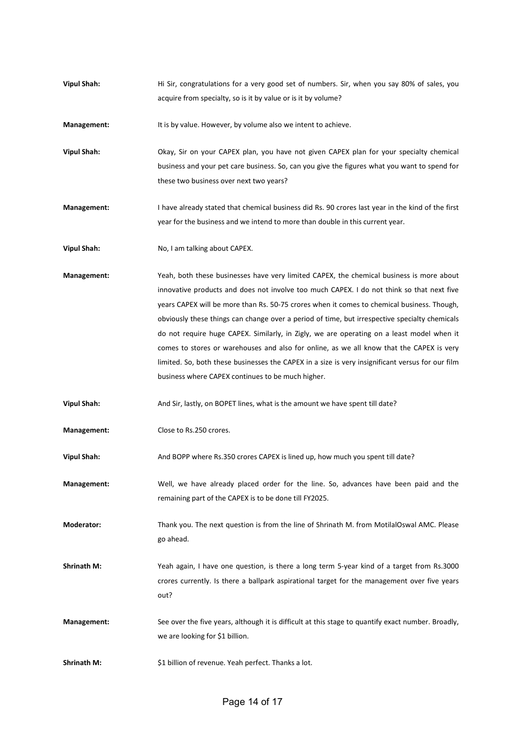**Vipul Shah:** Hi Sir, congratulations for a very good set of numbers. Sir, when you say 80% of sales, you acquire from specialty, so is it by value or is it by volume?

**Management:** It is by value. However, by volume also we intent to achieve.

**Vipul Shah:** Okay, Sir on your CAPEX plan, you have not given CAPEX plan for your specialty chemical business and your pet care business. So, can you give the figures what you want to spend for these two business over next two years?

**Management:** I have already stated that chemical business did Rs. 90 crores last year in the kind of the first year for the business and we intend to more than double in this current year.

**Vipul Shah:** No, I am talking about CAPEX.

**Management:** Yeah, both these businesses have very limited CAPEX, the chemical business is more about innovative products and does not involve too much CAPEX. I do not think so that next five years CAPEX will be more than Rs. 50-75 crores when it comes to chemical business. Though, obviously these things can change over a period of time, but irrespective specialty chemicals do not require huge CAPEX. Similarly, in Zigly, we are operating on a least model when it comes to stores or warehouses and also for online, as we all know that the CAPEX is very limited. So, both these businesses the CAPEX in a size is very insignificant versus for our film business where CAPEX continues to be much higher.

**Vipul Shah:** And Sir, lastly, on BOPET lines, what is the amount we have spent till date?

**Management:** Close to Rs.250 crores.

**Vipul Shah:** And BOPP where Rs.350 crores CAPEX is lined up, how much you spent till date?

**Management:** Well, we have already placed order for the line. So, advances have been paid and the remaining part of the CAPEX is to be done till FY2025.

**Moderator:** Thank you. The next question is from the line of Shrinath M. from MotilalOswal AMC. Please go ahead.

**Shrinath M:** Yeah again, I have one question, is there a long term 5-year kind of a target from Rs.3000 crores currently. Is there a ballpark aspirational target for the management over five years out?

**Management:** See over the five years, although it is difficult at this stage to quantify exact number. Broadly, we are looking for $1 billion.

**Shrinath M:** $1 billion of revenue. Yeah perfect. Thanks a lot.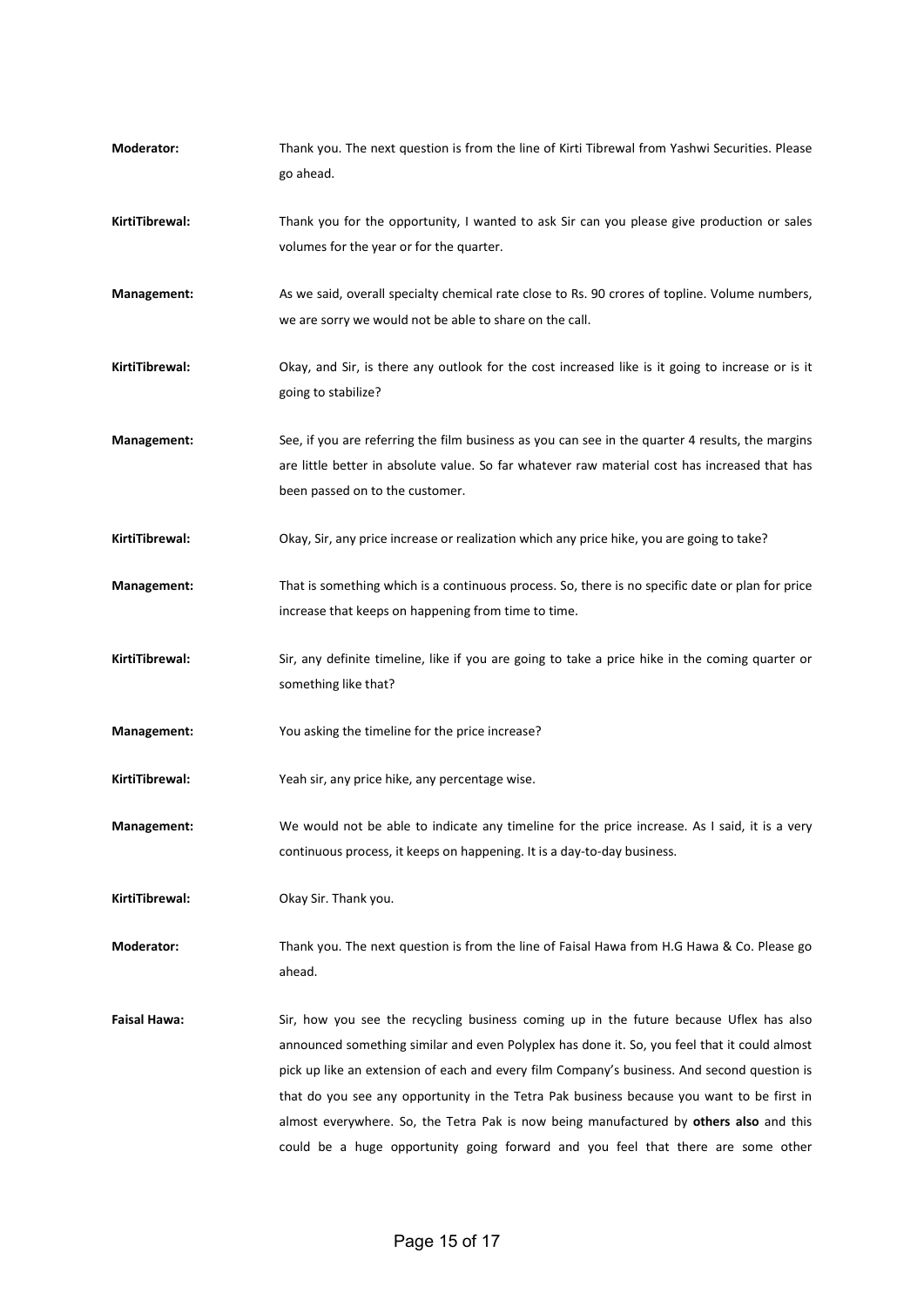**Moderator:** Thank you. The next question is from the line of Kirti Tibrewal from Yashwi Securities. Please go ahead.

**KirtiTibrewal:** Thank you for the opportunity, I wanted to ask Sir can you please give production or sales volumes for the year or for the quarter.

**Management:** As we said, overall specialty chemical rate close to Rs. 90 crores of topline. Volume numbers, we are sorry we would not be able to share on the call.

**KirtiTibrewal:** Okay, and Sir, is there any outlook for the cost increased like is it going to increase or is it going to stabilize?

**Management:** See, if you are referring the film business as you can see in the quarter 4 results, the margins are little better in absolute value. So far whatever raw material cost has increased that has been passed on to the customer.

**KirtiTibrewal:** Okay, Sir, any price increase or realization which any price hike, you are going to take?

**Management:** That is something which is a continuous process. So, there is no specific date or plan for price increase that keeps on happening from time to time.

**KirtiTibrewal:** Sir, any definite timeline, like if you are going to take a price hike in the coming quarter or something like that?

**Management:** You asking the timeline for the price increase?

**KirtiTibrewal:** Yeah sir, any price hike, any percentage wise.

**Management:** We would not be able to indicate any timeline for the price increase. As I said, it is a very continuous process, it keeps on happening. It is a day-to-day business.

**KirtiTibrewal:** Okay Sir. Thank you.

**Moderator:** Thank you. The next question is from the line of Faisal Hawa from H.G Hawa & Co. Please go ahead.

**Faisal Hawa:** Sir, how you see the recycling business coming up in the future because Uflex has also announced something similar and even Polyplex has done it. So, you feel that it could almost pick up like an extension of each and every film Company's business. And second question is that do you see any opportunity in the Tetra Pak business because you want to be first in almost everywhere. So, the Tetra Pak is now being manufactured by **others also** and this could be a huge opportunity going forward and you feel that there are some other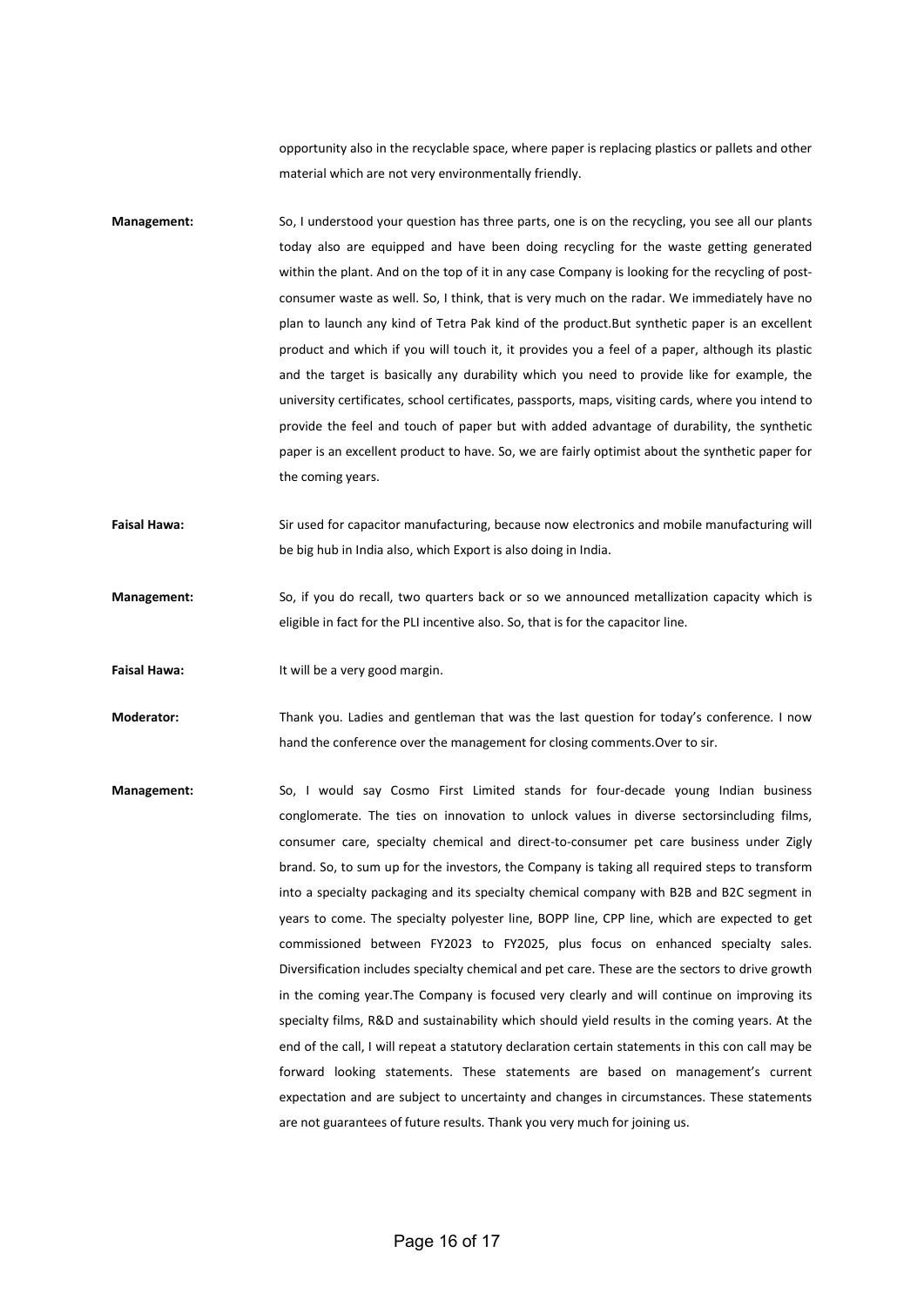opportunity also in the recyclable space, where paper is replacing plastics or pallets and other material which are not very environmentally friendly.

**Management:** So, I understood your question has three parts, one is on the recycling, you see all our plants today also are equipped and have been doing recycling for the waste getting generated within the plant. And on the top of it in any case Company is looking for the recycling of post-consumer waste as well. So, I think, that is very much on the radar. We immediately have no plan to launch any kind of Tetra Pak kind of the product.But synthetic paper is an excellent product and which if you will touch it, it provides you a feel of a paper, although its plastic and the target is basically any durability which you need to provide like for example, the university certificates, school certificates, passports, maps, visiting cards, where you intend to provide the feel and touch of paper but with added advantage of durability, the synthetic paper is an excellent product to have. So, we are fairly optimist about the synthetic paper for the coming years.

**Faisal Hawa:** Sir used for capacitor manufacturing, because now electronics and mobile manufacturing will be big hub in India also, which Export is also doing in India.

**Management:** So, if you do recall, two quarters back or so we announced metallization capacity which is eligible in fact for the PLI incentive also. So, that is for the capacitor line.

**Faisal Hawa:** It will be a very good margin.

**Moderator:** Thank you. Ladies and gentleman that was the last question for today's conference. I now hand the conference over the management for closing comments.Over to sir.

**Management:** So, I would say Cosmo First Limited stands for four-decade young Indian business conglomerate. The ties on innovation to unlock values in diverse sectorsincluding films, consumer care, specialty chemical and direct-to-consumer pet care business under Zigly brand. So, to sum up for the investors, the Company is taking all required steps to transform into a specialty packaging and its specialty chemical company with B2B and B2C segment in years to come. The specialty polyester line, BOPP line, CPP line, which are expected to get commissioned between FY2023 to FY2025, plus focus on enhanced specialty sales. Diversification includes specialty chemical and pet care. These are the sectors to drive growth in the coming year.The Company is focused very clearly and will continue on improving its specialty films, R&D and sustainability which should yield results in the coming years. At the end of the call, I will repeat a statutory declaration certain statements in this con call may be forward looking statements. These statements are based on management's current expectation and are subject to uncertainty and changes in circumstances. These statements are not guarantees of future results. Thank you very much for joining us.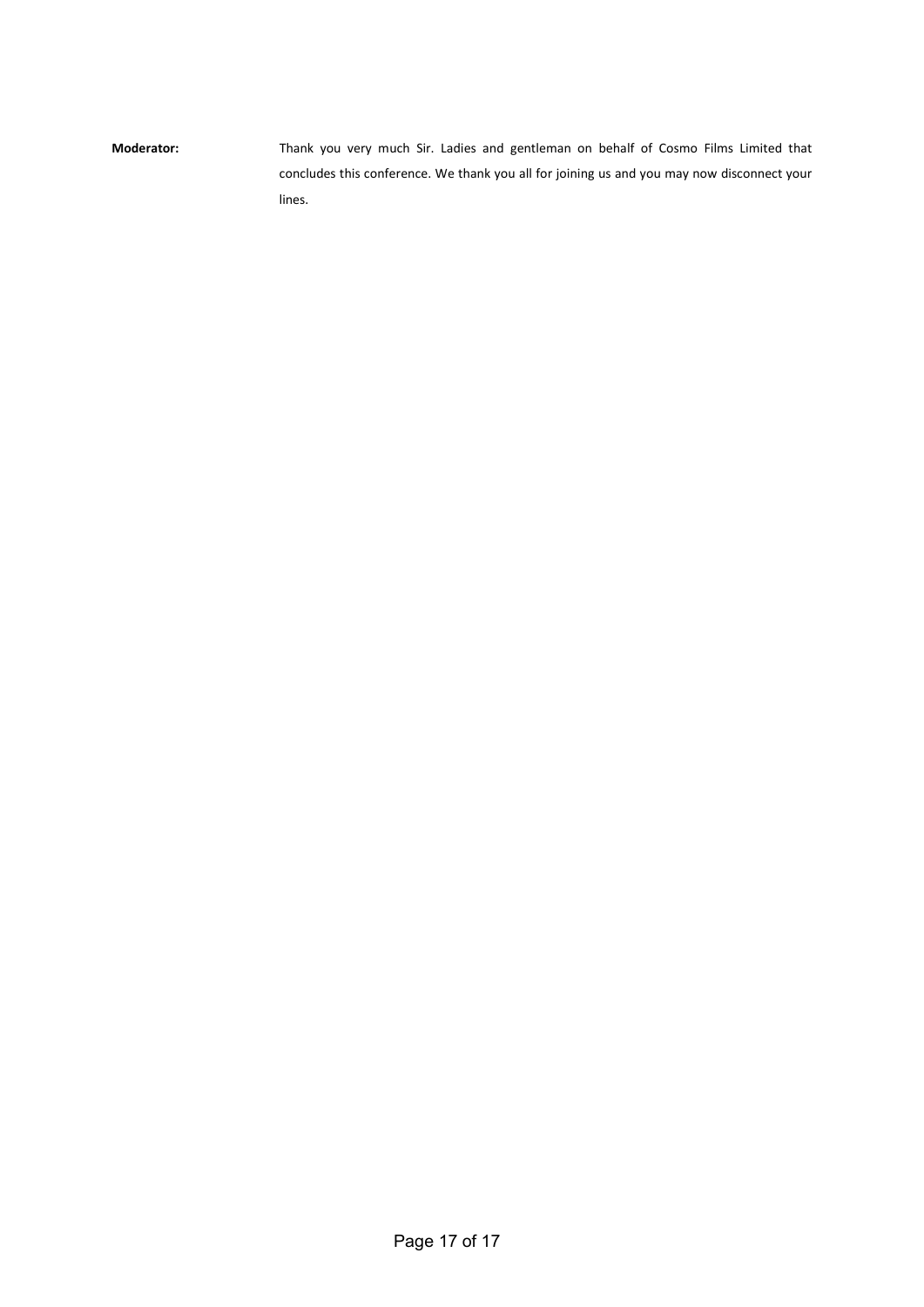**Moderator:** Thank you very much Sir. Ladies and gentleman on behalf of Cosmo Films Limited that concludes this conference. We thank you all for joining us and you may now disconnect your lines.